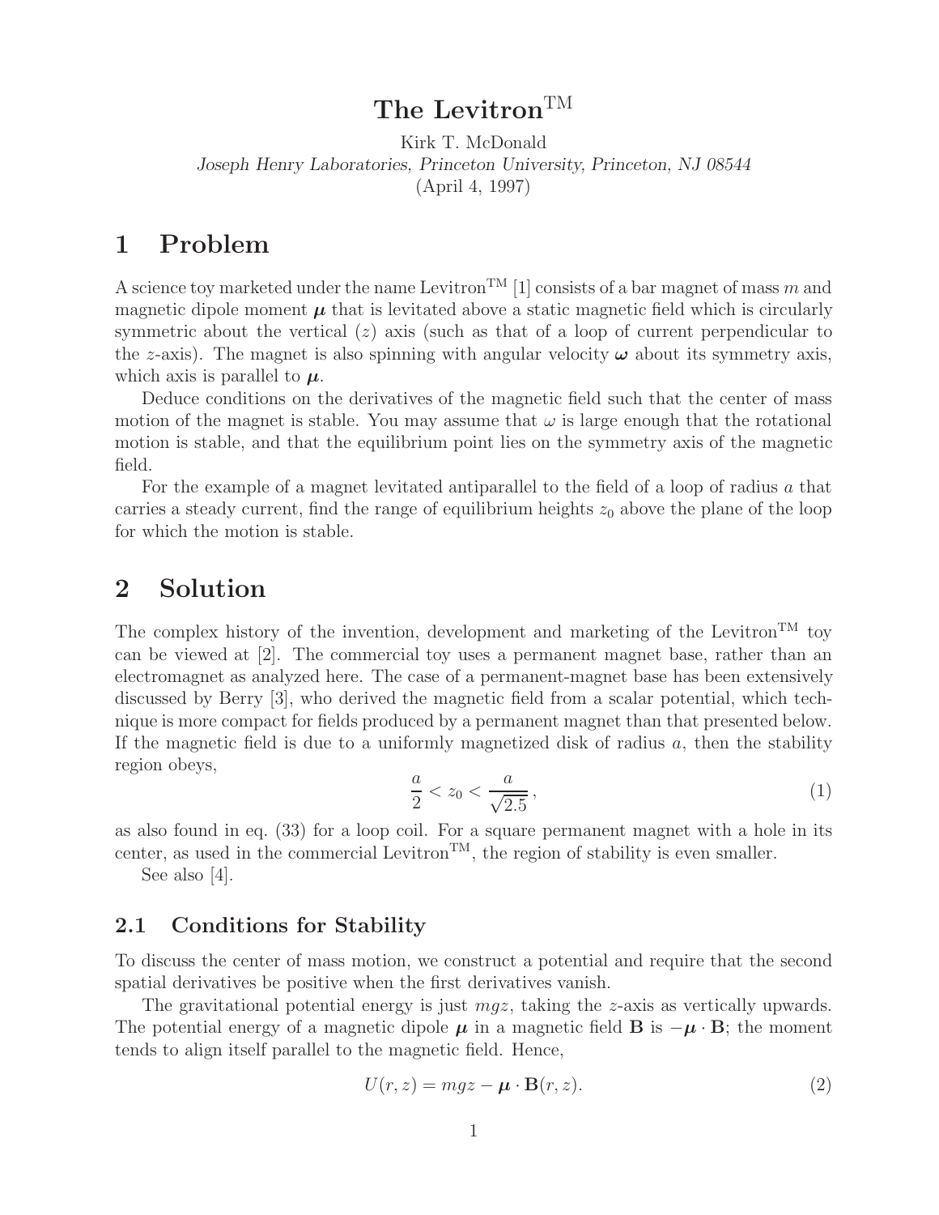# The Levitron$^{\text{TM}}$

Kirk T. McDonald

*Joseph Henry Laboratories, Princeton University, Princeton, NJ 08544*

(April 4, 1997)

## 1 Problem

A science toy marketed under the name Levitron$^{\text{TM}}$ [1] consists of a bar magnet of mass $m$ and magnetic dipole moment $\boldsymbol{\mu}$ that is levitated above a static magnetic field which is circularly symmetric about the vertical ($z$) axis (such as that of a loop of current perpendicular to the $z$-axis). The magnet is also spinning with angular velocity $\boldsymbol{\omega}$ about its symmetry axis, which axis is parallel to $\boldsymbol{\mu}$.

Deduce conditions on the derivatives of the magnetic field such that the center of mass motion of the magnet is stable. You may assume that $\omega$ is large enough that the rotational motion is stable, and that the equilibrium point lies on the symmetry axis of the magnetic field.

For the example of a magnet levitated antiparallel to the field of a loop of radius $a$ that carries a steady current, find the range of equilibrium heights $z_0$ above the plane of the loop for which the motion is stable.

## 2 Solution

The complex history of the invention, development and marketing of the Levitron$^{\text{TM}}$ toy can be viewed at [2]. The commercial toy uses a permanent magnet base, rather than an electromagnet as analyzed here. The case of a permanent-magnet base has been extensively discussed by Berry [3], who derived the magnetic field from a scalar potential, which technique is more compact for fields produced by a permanent magnet than that presented below. If the magnetic field is due to a uniformly magnetized disk of radius $a$, then the stability region obeys,

$$\frac{a}{2} < z_0 < \frac{a}{\sqrt{2.5}}\,, \tag{1}$$

as also found in eq. (33) for a loop coil. For a square permanent magnet with a hole in its center, as used in the commercial Levitron$^{\text{TM}}$, the region of stability is even smaller.

See also [4].

### 2.1 Conditions for Stability

To discuss the center of mass motion, we construct a potential and require that the second spatial derivatives be positive when the first derivatives vanish.

The gravitational potential energy is just $mgz$, taking the $z$-axis as vertically upwards. The potential energy of a magnetic dipole $\boldsymbol{\mu}$ in a magnetic field $\mathbf{B}$ is $-\boldsymbol{\mu} \cdot \mathbf{B}$; the moment tends to align itself parallel to the magnetic field. Hence,

$$U(r, z) = mgz - \boldsymbol{\mu} \cdot \mathbf{B}(r, z). \tag{2}$$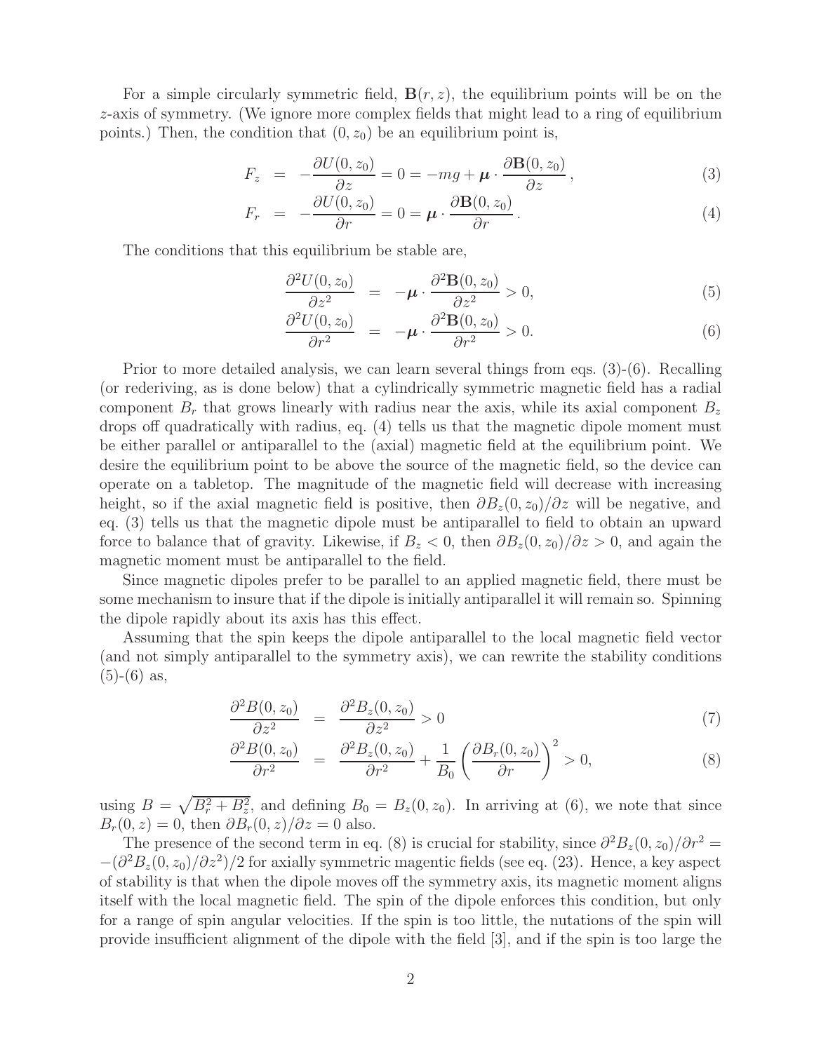For a simple circularly symmetric field, $\mathbf{B}(r, z)$, the equilibrium points will be on the $z$-axis of symmetry. (We ignore more complex fields that might lead to a ring of equilibrium points.) Then, the condition that $(0, z_0)$ be an equilibrium point is,

$$F_z = -\frac{\partial U(0, z_0)}{\partial z} = 0 = -mg + \boldsymbol{\mu} \cdot \frac{\partial \mathbf{B}(0, z_0)}{\partial z}, \tag{3}$$

$$F_r = -\frac{\partial U(0, z_0)}{\partial r} = 0 = \boldsymbol{\mu} \cdot \frac{\partial \mathbf{B}(0, z_0)}{\partial r}. \tag{4}$$

The conditions that this equilibrium be stable are,

$$\frac{\partial^2 U(0, z_0)}{\partial z^2} = -\boldsymbol{\mu} \cdot \frac{\partial^2 \mathbf{B}(0, z_0)}{\partial z^2} > 0, \tag{5}$$

$$\frac{\partial^2 U(0, z_0)}{\partial r^2} = -\boldsymbol{\mu} \cdot \frac{\partial^2 \mathbf{B}(0, z_0)}{\partial r^2} > 0. \tag{6}$$

Prior to more detailed analysis, we can learn several things from eqs. (3)-(6). Recalling (or rederiving, as is done below) that a cylindrically symmetric magnetic field has a radial component $B_r$ that grows linearly with radius near the axis, while its axial component $B_z$ drops off quadratically with radius, eq. (4) tells us that the magnetic dipole moment must be either parallel or antiparallel to the (axial) magnetic field at the equilibrium point. We desire the equilibrium point to be above the source of the magnetic field, so the device can operate on a tabletop. The magnitude of the magnetic field will decrease with increasing height, so if the axial magnetic field is positive, then $\partial B_z(0, z_0)/\partial z$ will be negative, and eq. (3) tells us that the magnetic dipole must be antiparallel to field to obtain an upward force to balance that of gravity. Likewise, if $B_z < 0$, then $\partial B_z(0, z_0)/\partial z > 0$, and again the magnetic moment must be antiparallel to the field.

Since magnetic dipoles prefer to be parallel to an applied magnetic field, there must be some mechanism to insure that if the dipole is initially antiparallel it will remain so. Spinning the dipole rapidly about its axis has this effect.

Assuming that the spin keeps the dipole antiparallel to the local magnetic field vector (and not simply antiparallel to the symmetry axis), we can rewrite the stability conditions (5)-(6) as,

$$\frac{\partial^2 B(0, z_0)}{\partial z^2} = \frac{\partial^2 B_z(0, z_0)}{\partial z^2} > 0 \tag{7}$$

$$\frac{\partial^2 B(0, z_0)}{\partial r^2} = \frac{\partial^2 B_z(0, z_0)}{\partial r^2} + \frac{1}{B_0}\left(\frac{\partial B_r(0, z_0)}{\partial r}\right)^2 > 0, \tag{8}$$

using $B = \sqrt{B_r^2 + B_z^2}$, and defining $B_0 = B_z(0, z_0)$. In arriving at (6), we note that since $B_r(0, z) = 0$, then $\partial B_r(0, z)/\partial z = 0$ also.

The presence of the second term in eq. (8) is crucial for stability, since $\partial^2 B_z(0, z_0)/\partial r^2 = -(\partial^2 B_z(0, z_0)/\partial z^2)/2$ for axially symmetric magentic fields (see eq. (23). Hence, a key aspect of stability is that when the dipole moves off the symmetry axis, its magnetic moment aligns itself with the local magnetic field. The spin of the dipole enforces this condition, but only for a range of spin angular velocities. If the spin is too little, the nutations of the spin will provide insufficient alignment of the dipole with the field [3], and if the spin is too large the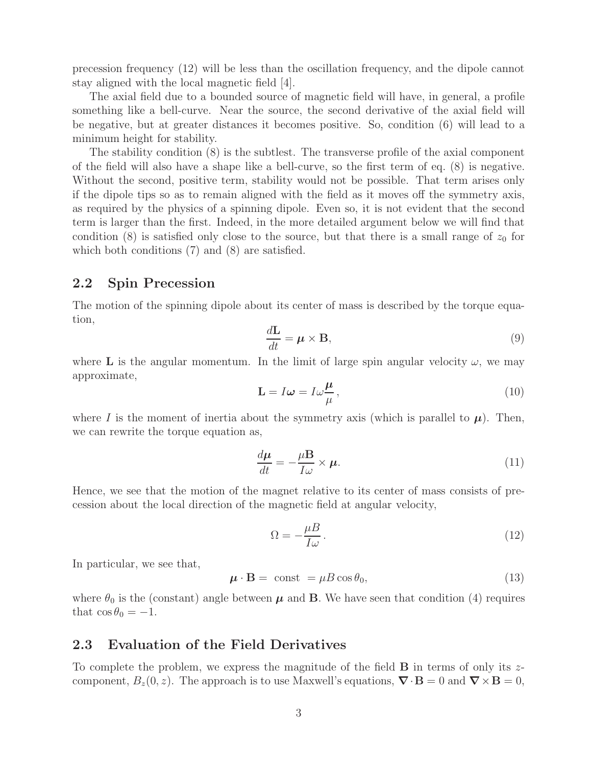precession frequency (12) will be less than the oscillation frequency, and the dipole cannot stay aligned with the local magnetic field [4].

The axial field due to a bounded source of magnetic field will have, in general, a profile something like a bell-curve. Near the source, the second derivative of the axial field will be negative, but at greater distances it becomes positive. So, condition (6) will lead to a minimum height for stability.

The stability condition (8) is the subtlest. The transverse profile of the axial component of the field will also have a shape like a bell-curve, so the first term of eq. (8) is negative. Without the second, positive term, stability would not be possible. That term arises only if the dipole tips so as to remain aligned with the field as it moves off the symmetry axis, as required by the physics of a spinning dipole. Even so, it is not evident that the second term is larger than the first. Indeed, in the more detailed argument below we will find that condition (8) is satisfied only close to the source, but that there is a small range of $z_0$ for which both conditions (7) and (8) are satisfied.

## 2.2 Spin Precession

The motion of the spinning dipole about its center of mass is described by the torque equation,

$$\frac{d\mathbf{L}}{dt} = \boldsymbol{\mu} \times \mathbf{B}, \tag{9}$$

where $\mathbf{L}$ is the angular momentum. In the limit of large spin angular velocity $\omega$, we may approximate,

$$\mathbf{L} = I\boldsymbol{\omega} = I\omega\frac{\boldsymbol{\mu}}{\mu}\,, \tag{10}$$

where $I$ is the moment of inertia about the symmetry axis (which is parallel to $\boldsymbol{\mu}$). Then, we can rewrite the torque equation as,

$$\frac{d\boldsymbol{\mu}}{dt} = -\frac{\mu\mathbf{B}}{I\omega} \times \boldsymbol{\mu}. \tag{11}$$

Hence, we see that the motion of the magnet relative to its center of mass consists of precession about the local direction of the magnetic field at angular velocity,

$$\Omega = -\frac{\mu B}{I\omega}\,. \tag{12}$$

In particular, we see that,

$$\boldsymbol{\mu} \cdot \mathbf{B} = \text{ const } = \mu B \cos\theta_0, \tag{13}$$

where $\theta_0$ is the (constant) angle between $\boldsymbol{\mu}$ and $\mathbf{B}$. We have seen that condition (4) requires that $\cos\theta_0 = -1$.

## 2.3 Evaluation of the Field Derivatives

To complete the problem, we express the magnitude of the field $\mathbf{B}$ in terms of only its $z$-component, $B_z(0, z)$. The approach is to use Maxwell's equations, $\boldsymbol{\nabla} \cdot \mathbf{B} = 0$ and $\boldsymbol{\nabla} \times \mathbf{B} = 0$,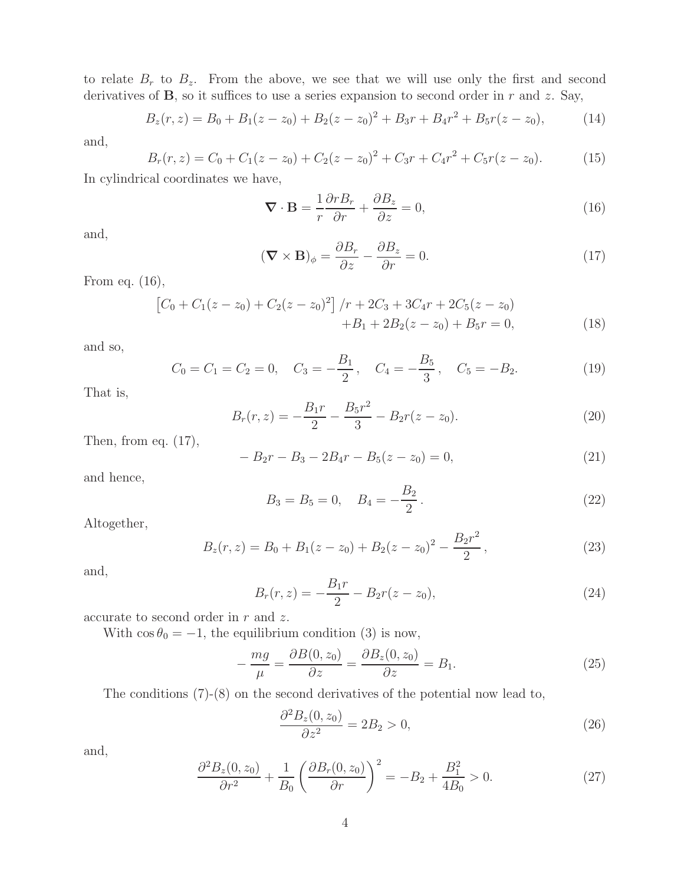to relate $B_r$ to $B_z$. From the above, we see that we will use only the first and second derivatives of $\mathbf{B}$, so it suffices to use a series expansion to second order in $r$ and $z$. Say,

$$B_z(r,z) = B_0 + B_1(z - z_0) + B_2(z - z_0)^2 + B_3 r + B_4 r^2 + B_5 r(z - z_0), \tag{14}$$

and,

$$B_r(r,z) = C_0 + C_1(z - z_0) + C_2(z - z_0)^2 + C_3 r + C_4 r^2 + C_5 r(z - z_0). \tag{15}$$

In cylindrical coordinates we have,

$$\boldsymbol{\nabla} \cdot \mathbf{B} = \frac{1}{r}\frac{\partial r B_r}{\partial r} + \frac{\partial B_z}{\partial z} = 0, \tag{16}$$

and,

$$(\boldsymbol{\nabla} \times \mathbf{B})_\phi = \frac{\partial B_r}{\partial z} - \frac{\partial B_z}{\partial r} = 0. \tag{17}$$

From eq. (16),

$$\begin{aligned}\left[C_0 + C_1(z - z_0) + C_2(z - z_0)^2\right]/r + 2C_3 + 3C_4 r + 2C_5(z - z_0)& \\ + B_1 + 2B_2(z - z_0) + B_5 r = 0,&\end{aligned} \tag{18}$$

and so,

$$C_0 = C_1 = C_2 = 0, \quad C_3 = -\frac{B_1}{2}, \quad C_4 = -\frac{B_5}{3}, \quad C_5 = -B_2. \tag{19}$$

That is,

$$B_r(r,z) = -\frac{B_1 r}{2} - \frac{B_5 r^2}{3} - B_2 r(z - z_0). \tag{20}$$

Then, from eq. (17),

$$-B_2 r - B_3 - 2B_4 r - B_5(z - z_0) = 0, \tag{21}$$

and hence,

$$B_3 = B_5 = 0, \quad B_4 = -\frac{B_2}{2}. \tag{22}$$

Altogether,

$$B_z(r,z) = B_0 + B_1(z - z_0) + B_2(z - z_0)^2 - \frac{B_2 r^2}{2}, \tag{23}$$

and,

$$B_r(r,z) = -\frac{B_1 r}{2} - B_2 r(z - z_0), \tag{24}$$

accurate to second order in $r$ and $z$.

With $\cos\theta_0 = -1$, the equilibrium condition (3) is now,

$$-\frac{mg}{\mu} = \frac{\partial B(0,z_0)}{\partial z} = \frac{\partial B_z(0,z_0)}{\partial z} = B_1. \tag{25}$$

The conditions (7)-(8) on the second derivatives of the potential now lead to,

$$\frac{\partial^2 B_z(0,z_0)}{\partial z^2} = 2B_2 > 0, \tag{26}$$

and,

$$\frac{\partial^2 B_z(0,z_0)}{\partial r^2} + \frac{1}{B_0}\left(\frac{\partial B_r(0,z_0)}{\partial r}\right)^2 = -B_2 + \frac{B_1^2}{4B_0} > 0. \tag{27}$$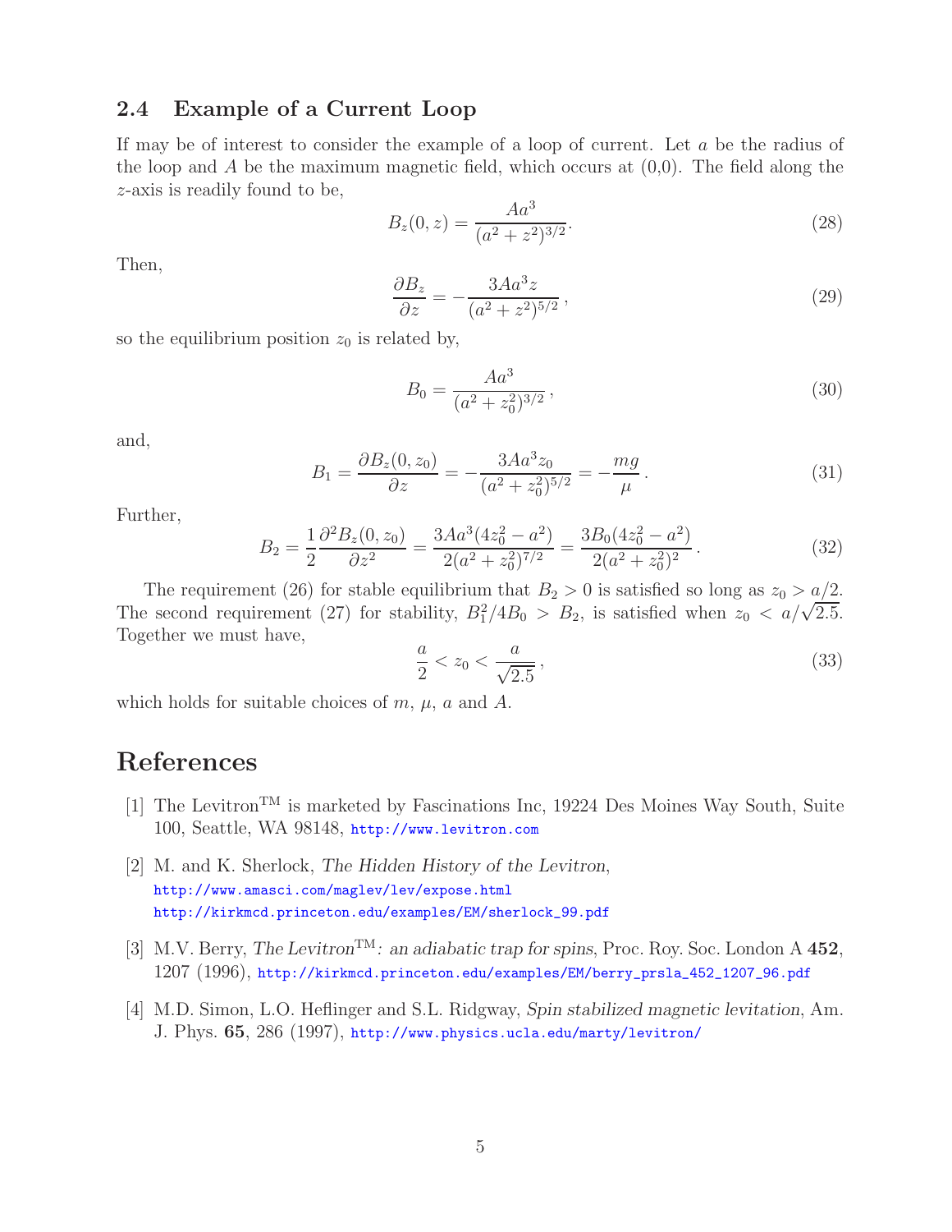### 2.4 Example of a Current Loop

If may be of interest to consider the example of a loop of current. Let $a$ be the radius of the loop and $A$ be the maximum magnetic field, which occurs at (0,0). The field along the $z$-axis is readily found to be,

$$B_z(0, z) = \frac{Aa^3}{(a^2 + z^2)^{3/2}}. \tag{28}$$

Then,

$$\frac{\partial B_z}{\partial z} = -\frac{3Aa^3 z}{(a^2 + z^2)^{5/2}}, \tag{29}$$

so the equilibrium position $z_0$ is related by,

$$B_0 = \frac{Aa^3}{(a^2 + z_0^2)^{3/2}}, \tag{30}$$

and,

$$B_1 = \frac{\partial B_z(0, z_0)}{\partial z} = -\frac{3Aa^3 z_0}{(a^2 + z_0^2)^{5/2}} = -\frac{mg}{\mu}. \tag{31}$$

Further,

$$B_2 = \frac{1}{2}\frac{\partial^2 B_z(0, z_0)}{\partial z^2} = \frac{3Aa^3(4z_0^2 - a^2)}{2(a^2 + z_0^2)^{7/2}} = \frac{3B_0(4z_0^2 - a^2)}{2(a^2 + z_0^2)^2}. \tag{32}$$

The requirement (26) for stable equilibrium that $B_2 > 0$ is satisfied so long as $z_0 > a/2$. The second requirement (27) for stability, $B_1^2/4B_0 > B_2$, is satisfied when $z_0 < a/\sqrt{2.5}$. Together we must have,

$$\frac{a}{2} < z_0 < \frac{a}{\sqrt{2.5}}, \tag{33}$$

which holds for suitable choices of $m$, $\mu$, $a$ and $A$.

# References

[1] The Levitron[TM] is marketed by Fascinations Inc, 19224 Des Moines Way South, Suite 100, Seattle, WA 98148, http://www.levitron.com

[2] M. and K. Sherlock, *The Hidden History of the Levitron*, http://www.amasci.com/maglev/lev/expose.html http://kirkmcd.princeton.edu/examples/EM/sherlock_99.pdf

[3] M.V. Berry, *The Levitron*[TM]*: an adiabatic trap for spins*, Proc. Roy. Soc. London A **452**, 1207 (1996), http://kirkmcd.princeton.edu/examples/EM/berry_prsla_452_1207_96.pdf

[4] M.D. Simon, L.O. Heflinger and S.L. Ridgway, *Spin stabilized magnetic levitation*, Am. J. Phys. **65**, 286 (1997), http://www.physics.ucla.edu/marty/levitron/